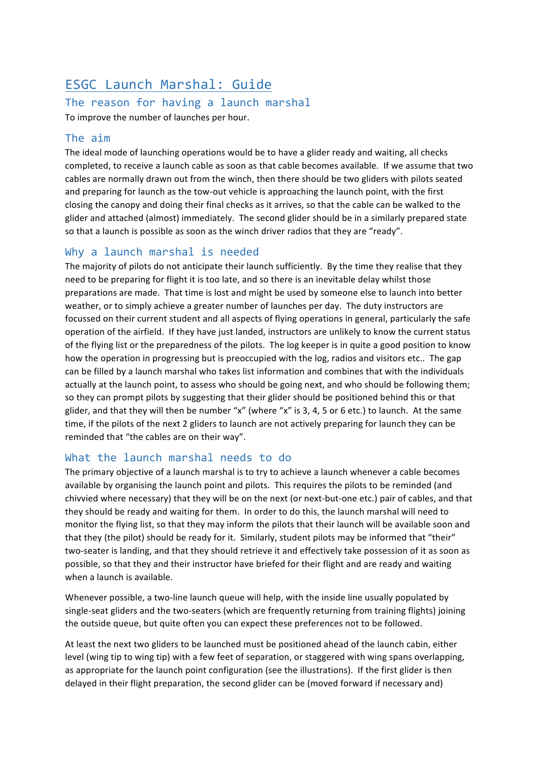# ESGC Launch Marshal: Guide

## The reason for having a launch marshal

To improve the number of launches per hour.

## The aim

The ideal mode of launching operations would be to have a glider ready and waiting, all checks completed, to receive a launch cable as soon as that cable becomes available. If we assume that two cables are normally drawn out from the winch, then there should be two gliders with pilots seated and preparing for launch as the tow-out vehicle is approaching the launch point, with the first closing the canopy and doing their final checks as it arrives, so that the cable can be walked to the glider and attached (almost) immediately. The second glider should be in a similarly prepared state so that a launch is possible as soon as the winch driver radios that they are "ready".

## Why a launch marshal is needed

The majority of pilots do not anticipate their launch sufficiently. By the time they realise that they need to be preparing for flight it is too late, and so there is an inevitable delay whilst those preparations are made. That time is lost and might be used by someone else to launch into better weather, or to simply achieve a greater number of launches per day. The duty instructors are focussed on their current student and all aspects of flying operations in general, particularly the safe operation of the airfield. If they have just landed, instructors are unlikely to know the current status of the flying list or the preparedness of the pilots. The log keeper is in quite a good position to know how the operation in progressing but is preoccupied with the log, radios and visitors etc.. The gap can be filled by a launch marshal who takes list information and combines that with the individuals actually at the launch point, to assess who should be going next, and who should be following them; so they can prompt pilots by suggesting that their glider should be positioned behind this or that glider, and that they will then be number "x" (where "x" is 3, 4, 5 or 6 etc.) to launch. At the same time, if the pilots of the next 2 gliders to launch are not actively preparing for launch they can be reminded that "the cables are on their way".

## What the launch marshal needs to do

The primary objective of a launch marshal is to try to achieve a launch whenever a cable becomes available by organising the launch point and pilots. This requires the pilots to be reminded (and chivvied where necessary) that they will be on the next (or next-but-one etc.) pair of cables, and that they should be ready and waiting for them. In order to do this, the launch marshal will need to monitor the flying list, so that they may inform the pilots that their launch will be available soon and that they (the pilot) should be ready for it. Similarly, student pilots may be informed that "their" two-seater is landing, and that they should retrieve it and effectively take possession of it as soon as possible, so that they and their instructor have briefed for their flight and are ready and waiting when a launch is available.

Whenever possible, a two-line launch queue will help, with the inside line usually populated by single-seat gliders and the two-seaters (which are frequently returning from training flights) joining the outside queue, but quite often you can expect these preferences not to be followed.

At least the next two gliders to be launched must be positioned ahead of the launch cabin, either level (wing tip to wing tip) with a few feet of separation, or staggered with wing spans overlapping, as appropriate for the launch point configuration (see the illustrations). If the first glider is then delayed in their flight preparation, the second glider can be (moved forward if necessary and)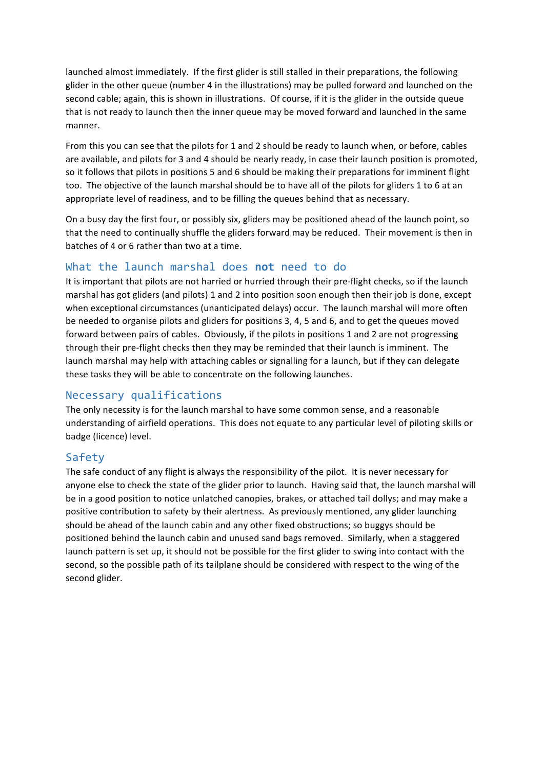launched almost immediately. If the first glider is still stalled in their preparations, the following glider in the other queue (number 4 in the illustrations) may be pulled forward and launched on the second cable; again, this is shown in illustrations. Of course, if it is the glider in the outside queue that is not ready to launch then the inner queue may be moved forward and launched in the same manner.

From this you can see that the pilots for 1 and 2 should be ready to launch when, or before, cables are available, and pilots for 3 and 4 should be nearly ready, in case their launch position is promoted, so it follows that pilots in positions 5 and 6 should be making their preparations for imminent flight too. The objective of the launch marshal should be to have all of the pilots for gliders 1 to 6 at an appropriate level of readiness, and to be filling the queues behind that as necessary.

On a busy day the first four, or possibly six, gliders may be positioned ahead of the launch point, so that the need to continually shuffle the gliders forward may be reduced. Their movement is then in batches of 4 or 6 rather than two at a time.

## What the launch marshal does **not** need to do

It is important that pilots are not harried or hurried through their pre-flight checks, so if the launch marshal has got gliders (and pilots) 1 and 2 into position soon enough then their job is done, except when exceptional circumstances (unanticipated delays) occur. The launch marshal will more often be needed to organise pilots and gliders for positions 3, 4, 5 and 6, and to get the queues moved forward between pairs of cables. Obviously, if the pilots in positions 1 and 2 are not progressing through their pre-flight checks then they may be reminded that their launch is imminent. The launch marshal may help with attaching cables or signalling for a launch, but if they can delegate these tasks they will be able to concentrate on the following launches.

## Necessary qualifications

The only necessity is for the launch marshal to have some common sense, and a reasonable understanding of airfield operations. This does not equate to any particular level of piloting skills or badge (licence) level.

## Safety

The safe conduct of any flight is always the responsibility of the pilot. It is never necessary for anyone else to check the state of the glider prior to launch. Having said that, the launch marshal will be in a good position to notice unlatched canopies, brakes, or attached tail dollys; and may make a positive contribution to safety by their alertness. As previously mentioned, any glider launching should be ahead of the launch cabin and any other fixed obstructions; so buggys should be positioned behind the launch cabin and unused sand bags removed. Similarly, when a staggered launch pattern is set up, it should not be possible for the first glider to swing into contact with the second, so the possible path of its tailplane should be considered with respect to the wing of the second glider.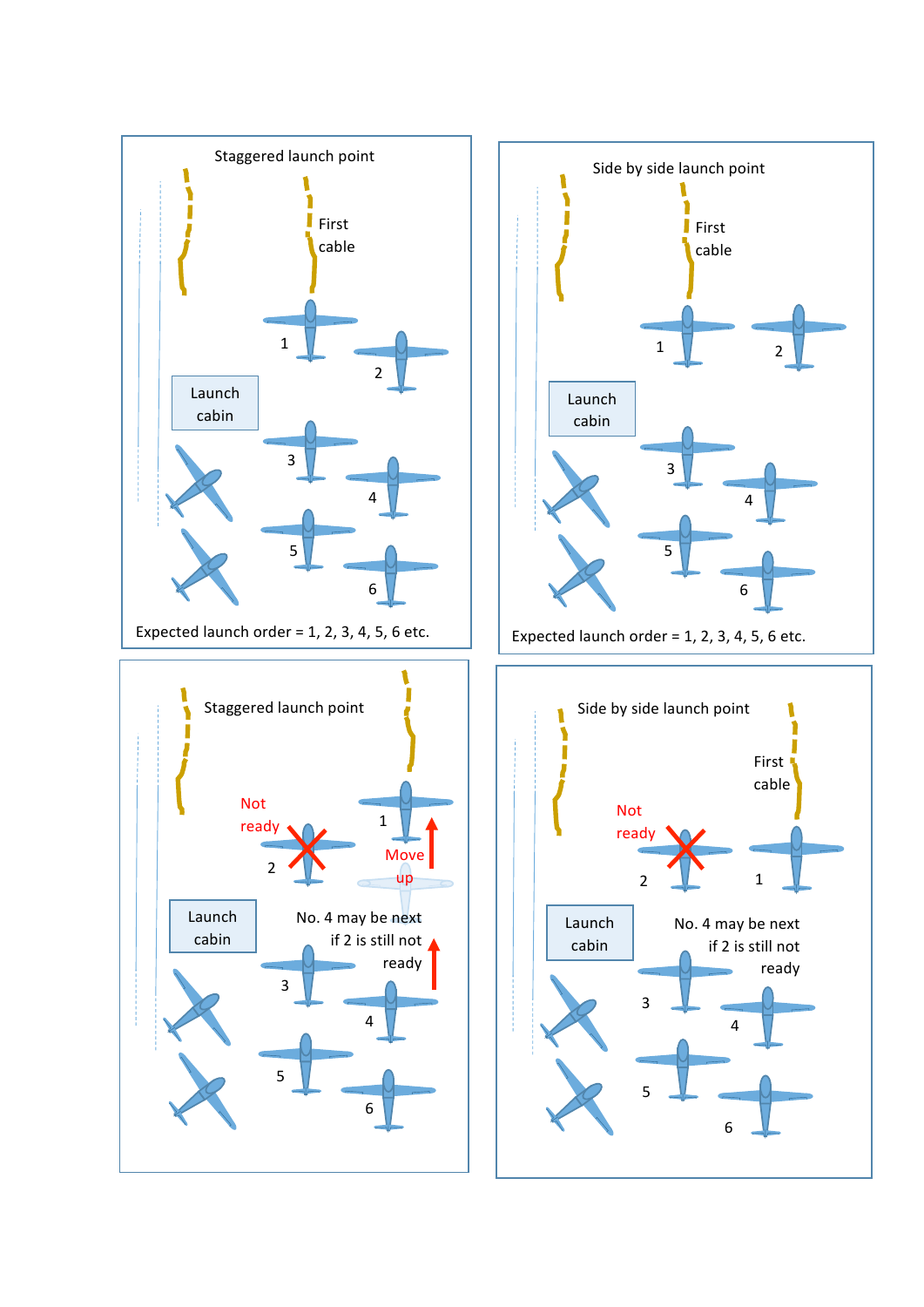Staggered launch point

First cable

1

2

Launch cabin

3

4

5

6

Expected launch order = 1, 2, 3, 4, 5, 6 etc.

Side by side launch point

First cable

1

2

Launch cabin

3

4

5

6

Expected launch order = 1, 2, 3, 4, 5, 6 etc.

Staggered launch point

Not ready

1

2

Move up

Launch cabin

No. 4 may be next if 2 is still not ready

3

4

5

6

Side by side launch point

First cable

Not ready

2

1

Launch cabin

No. 4 may be next if 2 is still not ready

3

4

5

6